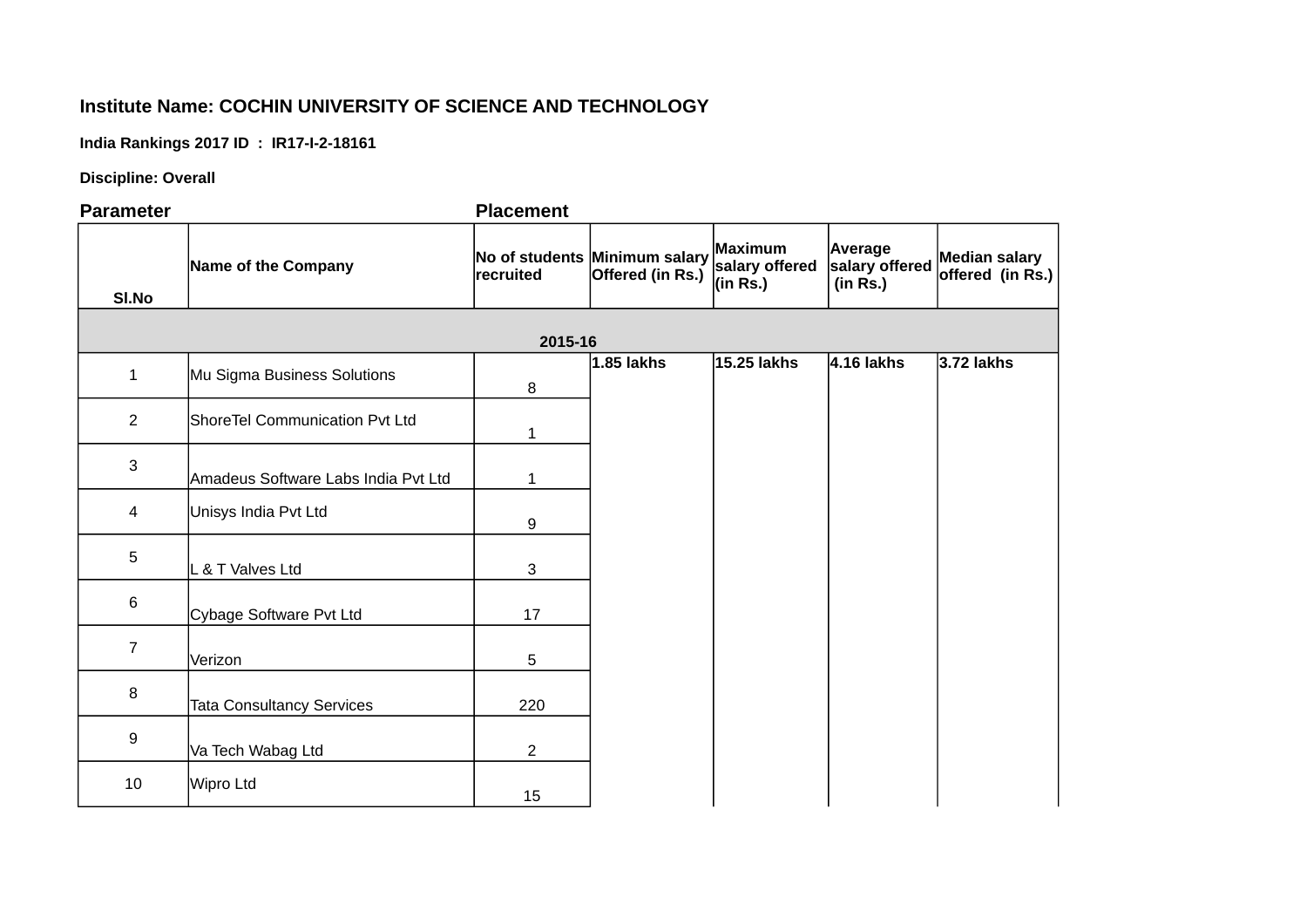**Institute Name: COCHIN UNIVERSITY OF SCIENCE AND TECHNOLOGY**

**India Rankings 2017 ID : IR17-I-2-18161**

**Discipline: Overall**

**Parameter** **Placement**

| Sl.No | Name of the Company | No of students recruited | Minimum salary Offered (in Rs.) | Maximum salary offered (in Rs.) | Average salary offered (in Rs.) | Median salary offered (in Rs.) |
|---|---|---|---|---|---|---|
| **2015-16** | | | | | | |
| 1 | Mu Sigma Business Solutions | 8 | 1.85 lakhs | 15.25 lakhs | 4.16 lakhs | 3.72 lakhs |
| 2 | ShoreTel Communication Pvt Ltd | 1 | | | | |
| 3 | Amadeus Software Labs India Pvt Ltd | 1 | | | | |
| 4 | Unisys India Pvt Ltd | 9 | | | | |
| 5 | L & T Valves Ltd | 3 | | | | |
| 6 | Cybage Software Pvt Ltd | 17 | | | | |
| 7 | Verizon | 5 | | | | |
| 8 | Tata Consultancy Services | 220 | | | | |
| 9 | Va Tech Wabag Ltd | 2 | | | | |
| 10 | Wipro Ltd | 15 | | | | |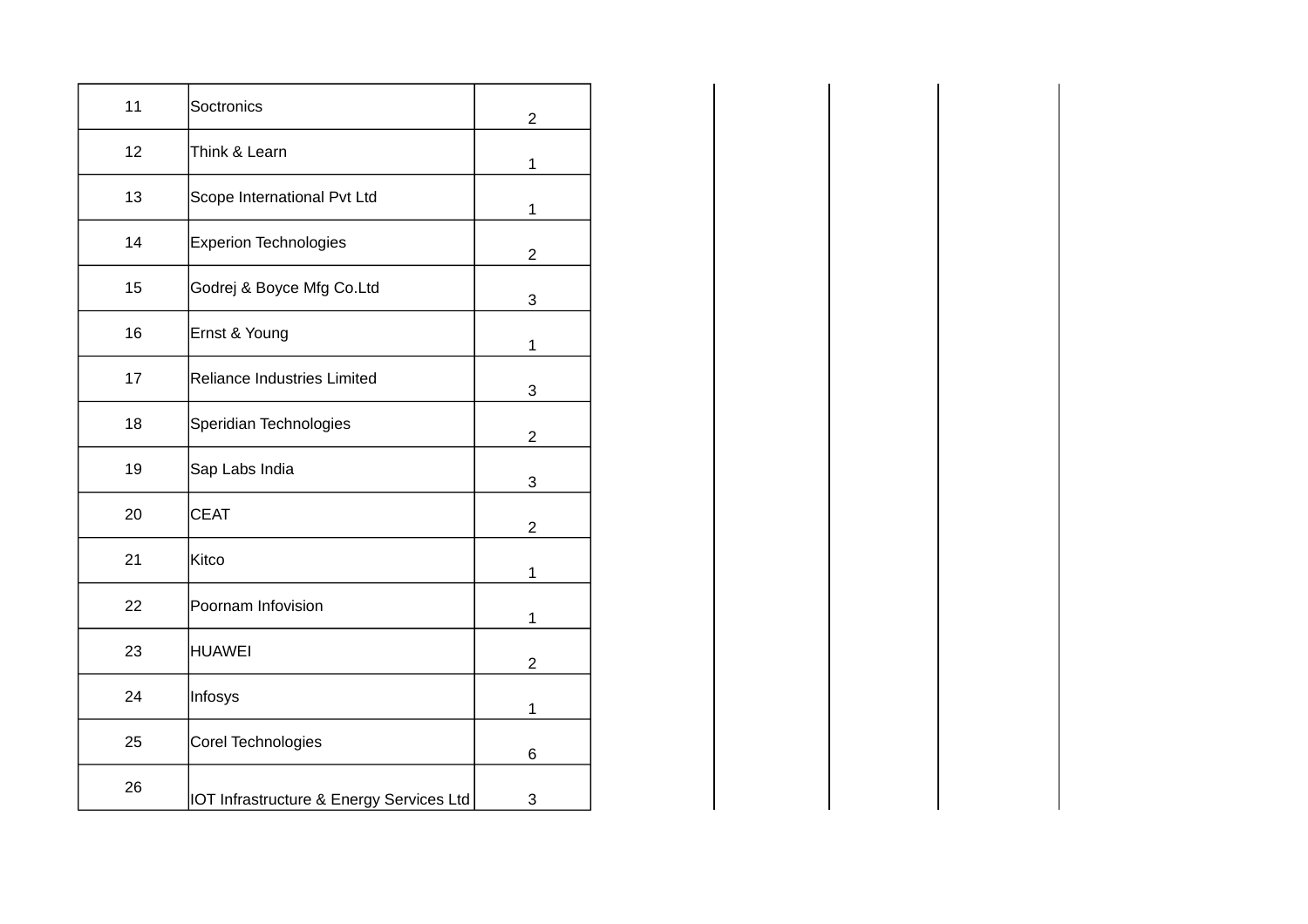| | | | | | | |
|---|---|---|---|---|---|---|
| 11 | Soctronics | 2 | | | | |
| 12 | Think & Learn | 1 | | | | |
| 13 | Scope International Pvt Ltd | 1 | | | | |
| 14 | Experion Technologies | 2 | | | | |
| 15 | Godrej & Boyce Mfg Co.Ltd | 3 | | | | |
| 16 | Ernst & Young | 1 | | | | |
| 17 | Reliance Industries Limited | 3 | | | | |
| 18 | Speridian Technologies | 2 | | | | |
| 19 | Sap Labs India | 3 | | | | |
| 20 | CEAT | 2 | | | | |
| 21 | Kitco | 1 | | | | |
| 22 | Poornam Infovision | 1 | | | | |
| 23 | HUAWEI | 2 | | | | |
| 24 | Infosys | 1 | | | | |
| 25 | Corel Technologies | 6 | | | | |
| 26 | IOT Infrastructure & Energy Services Ltd | 3 | | | | |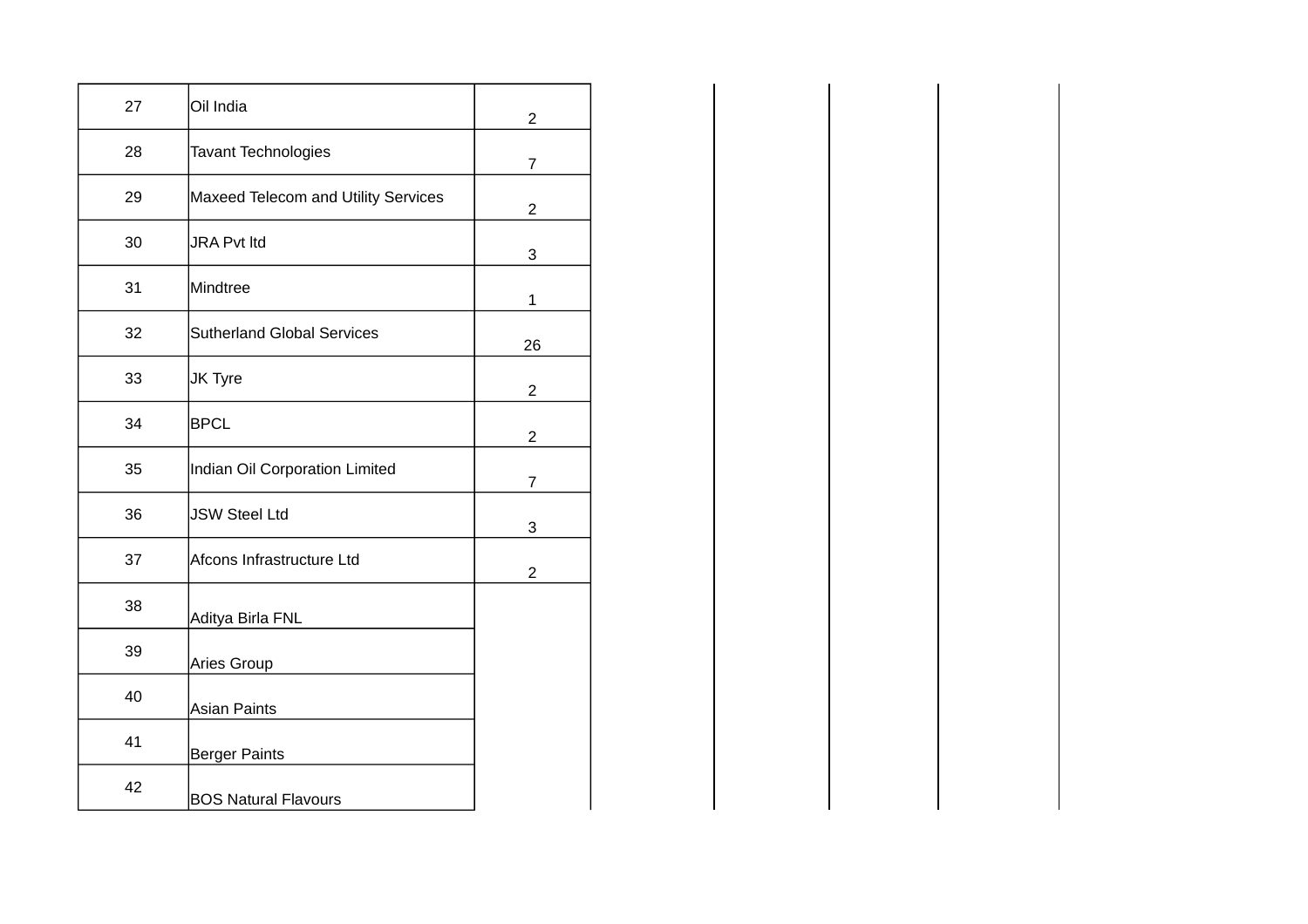| | | | | | | |
|---|---|---|---|---|---|---|
| 27 | Oil India | 2 | | | | |
| 28 | Tavant Technologies | 7 | | | | |
| 29 | Maxeed Telecom and Utility Services | 2 | | | | |
| 30 | JRA Pvt ltd | 3 | | | | |
| 31 | Mindtree | 1 | | | | |
| 32 | Sutherland Global Services | 26 | | | | |
| 33 | JK Tyre | 2 | | | | |
| 34 | BPCL | 2 | | | | |
| 35 | Indian Oil Corporation Limited | 7 | | | | |
| 36 | JSW Steel Ltd | 3 | | | | |
| 37 | Afcons Infrastructure Ltd | 2 | | | | |
| 38 | Aditya Birla FNL | | | | | |
| 39 | Aries Group | | | | | |
| 40 | Asian Paints | | | | | |
| 41 | Berger Paints | | | | | |
| 42 | BOS Natural Flavours | | | | | |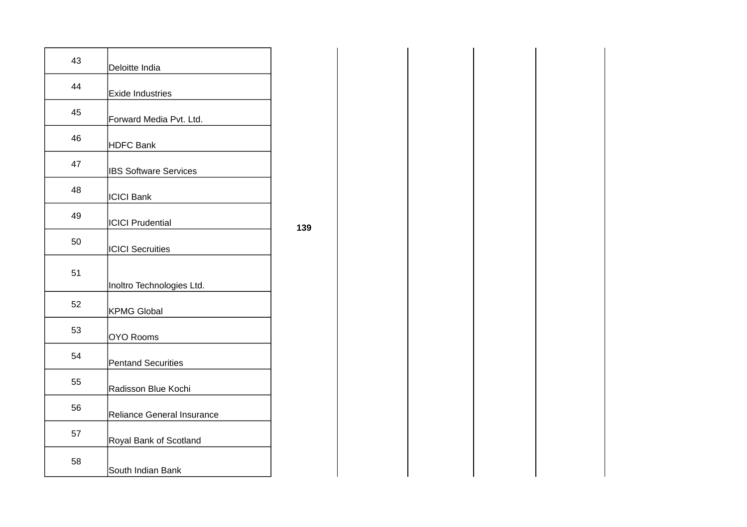| 43 | Deloitte India | 139 | | | | | |
|---|---|---|---|---|---|---|---|
| 44 | Exide Industries | | | | | | |
| 45 | Forward Media Pvt. Ltd. | | | | | | |
| 46 | HDFC Bank | | | | | | |
| 47 | IBS Software Services | | | | | | |
| 48 | ICICI Bank | | | | | | |
| 49 | ICICI Prudential | | | | | | |
| 50 | ICICI Secruities | | | | | | |
| 51 | Inoltro Technologies Ltd. | | | | | | |
| 52 | KPMG Global | | | | | | |
| 53 | OYO Rooms | | | | | | |
| 54 | Pentand Securities | | | | | | |
| 55 | Radisson Blue Kochi | | | | | | |
| 56 | Reliance General Insurance | | | | | | |
| 57 | Royal Bank of Scotland | | | | | | |
| 58 | South Indian Bank | | | | | | |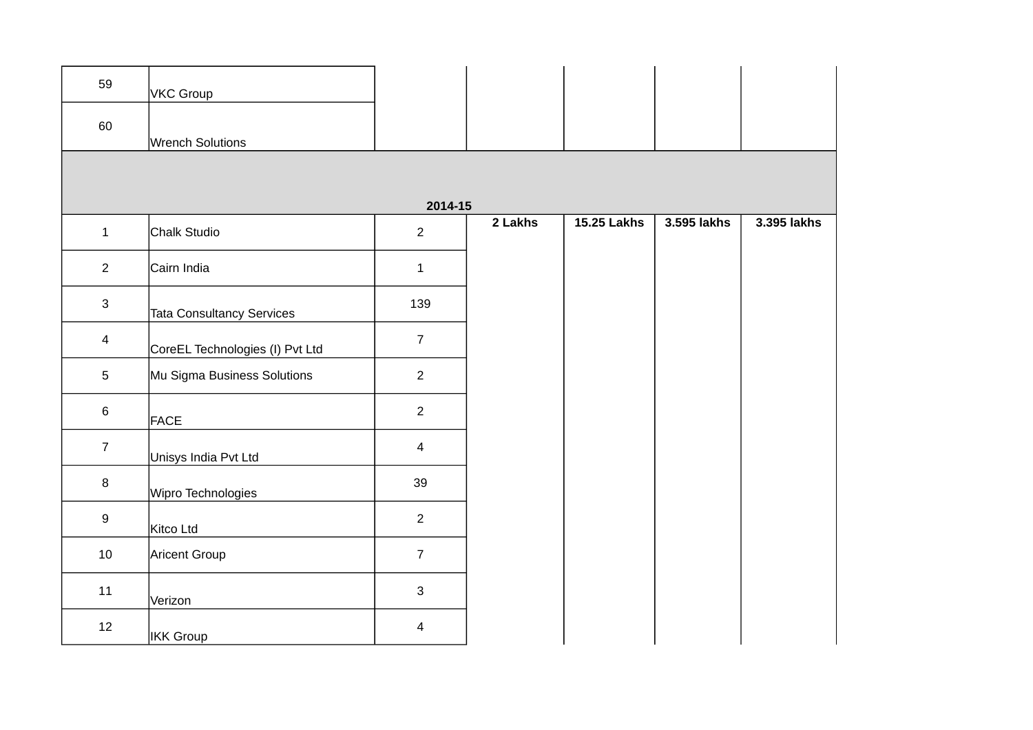| | | | | | | |
|---|---|---|---|---|---|---|
| 59 | VKC Group | | | | | |
| 60 | Wrench Solutions | | | | | |
| **2014-15** | | | | | | |
| 1 | Chalk Studio | 2 | **2 Lakhs** | **15.25 Lakhs** | **3.595 lakhs** | **3.395 lakhs** |
| 2 | Cairn India | 1 | | | | |
| 3 | Tata Consultancy Services | 139 | | | | |
| 4 | CoreEL Technologies (I) Pvt Ltd | 7 | | | | |
| 5 | Mu Sigma Business Solutions | 2 | | | | |
| 6 | FACE | 2 | | | | |
| 7 | Unisys India Pvt Ltd | 4 | | | | |
| 8 | Wipro Technologies | 39 | | | | |
| 9 | Kitco Ltd | 2 | | | | |
| 10 | Aricent Group | 7 | | | | |
| 11 | Verizon | 3 | | | | |
| 12 | IKK Group | 4 | | | | |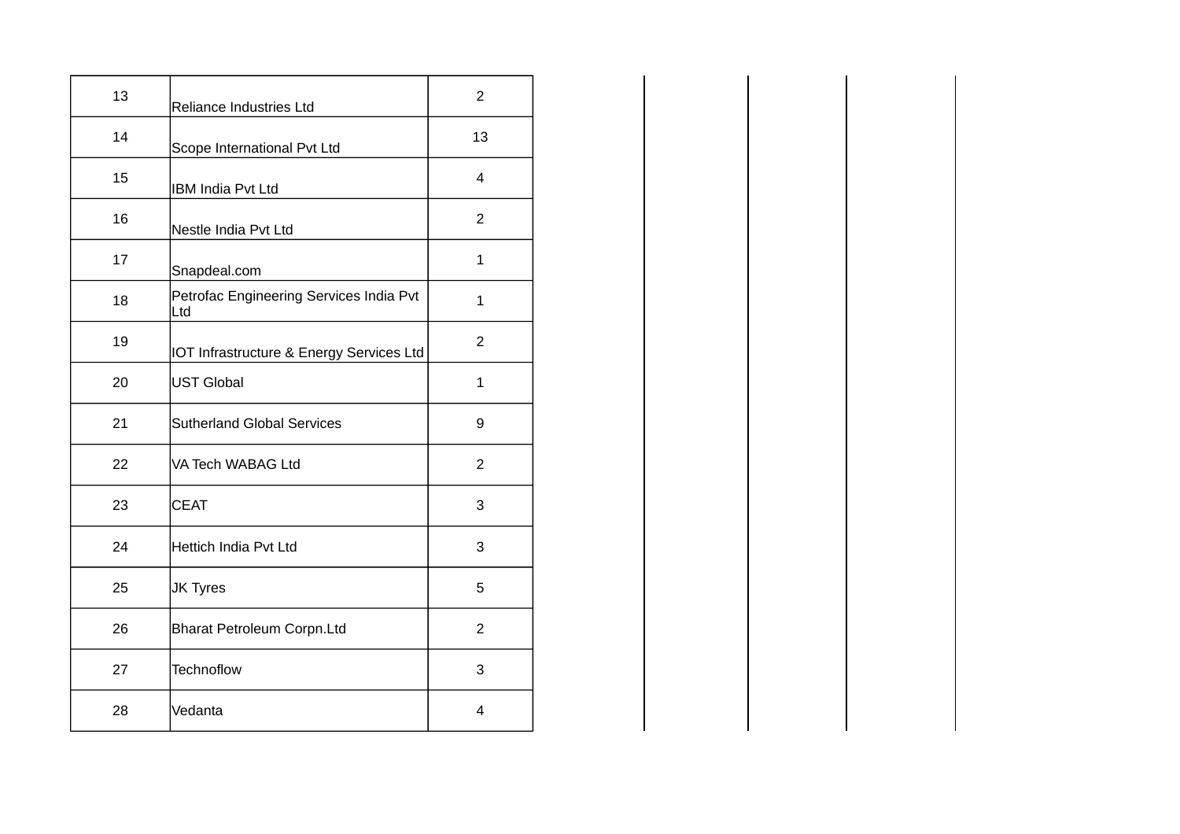| | | |
|---|---|---|
| 13 | Reliance Industries Ltd | 2 |
| 14 | Scope International Pvt Ltd | 13 |
| 15 | IBM India Pvt Ltd | 4 |
| 16 | Nestle India Pvt Ltd | 2 |
| 17 | Snapdeal.com | 1 |
| 18 | Petrofac Engineering Services India Pvt Ltd | 1 |
| 19 | IOT Infrastructure & Energy Services Ltd | 2 |
| 20 | UST Global | 1 |
| 21 | Sutherland Global Services | 9 |
| 22 | VA Tech WABAG Ltd | 2 |
| 23 | CEAT | 3 |
| 24 | Hettich India Pvt Ltd | 3 |
| 25 | JK Tyres | 5 |
| 26 | Bharat Petroleum Corpn.Ltd | 2 |
| 27 | Technoflow | 3 |
| 28 | Vedanta | 4 |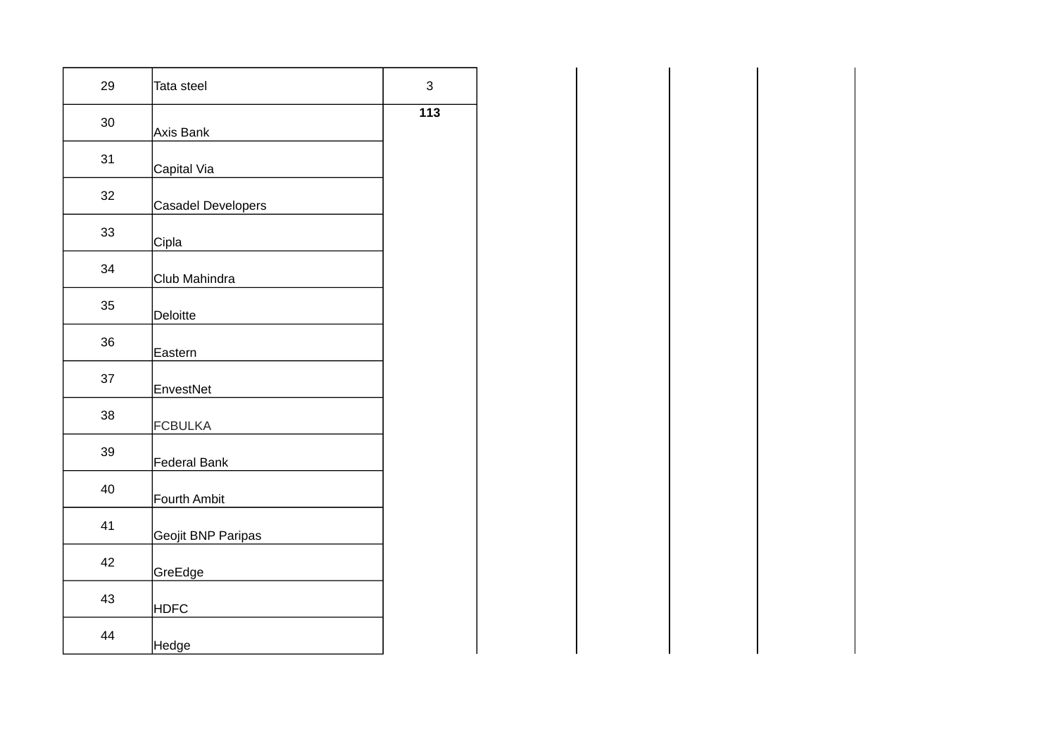| | | | | | | |
|---|---|---|---|---|---|---|
| 29 | Tata steel | 3 | | | | |
| 30 | Axis Bank | **113** | | | | |
| 31 | Capital Via | | | | | |
| 32 | Casadel Developers | | | | | |
| 33 | Cipla | | | | | |
| 34 | Club Mahindra | | | | | |
| 35 | Deloitte | | | | | |
| 36 | Eastern | | | | | |
| 37 | EnvestNet | | | | | |
| 38 | FCBULKA | | | | | |
| 39 | Federal Bank | | | | | |
| 40 | Fourth Ambit | | | | | |
| 41 | Geojit BNP Paripas | | | | | |
| 42 | GreEdge | | | | | |
| 43 | HDFC | | | | | |
| 44 | Hedge | | | | | |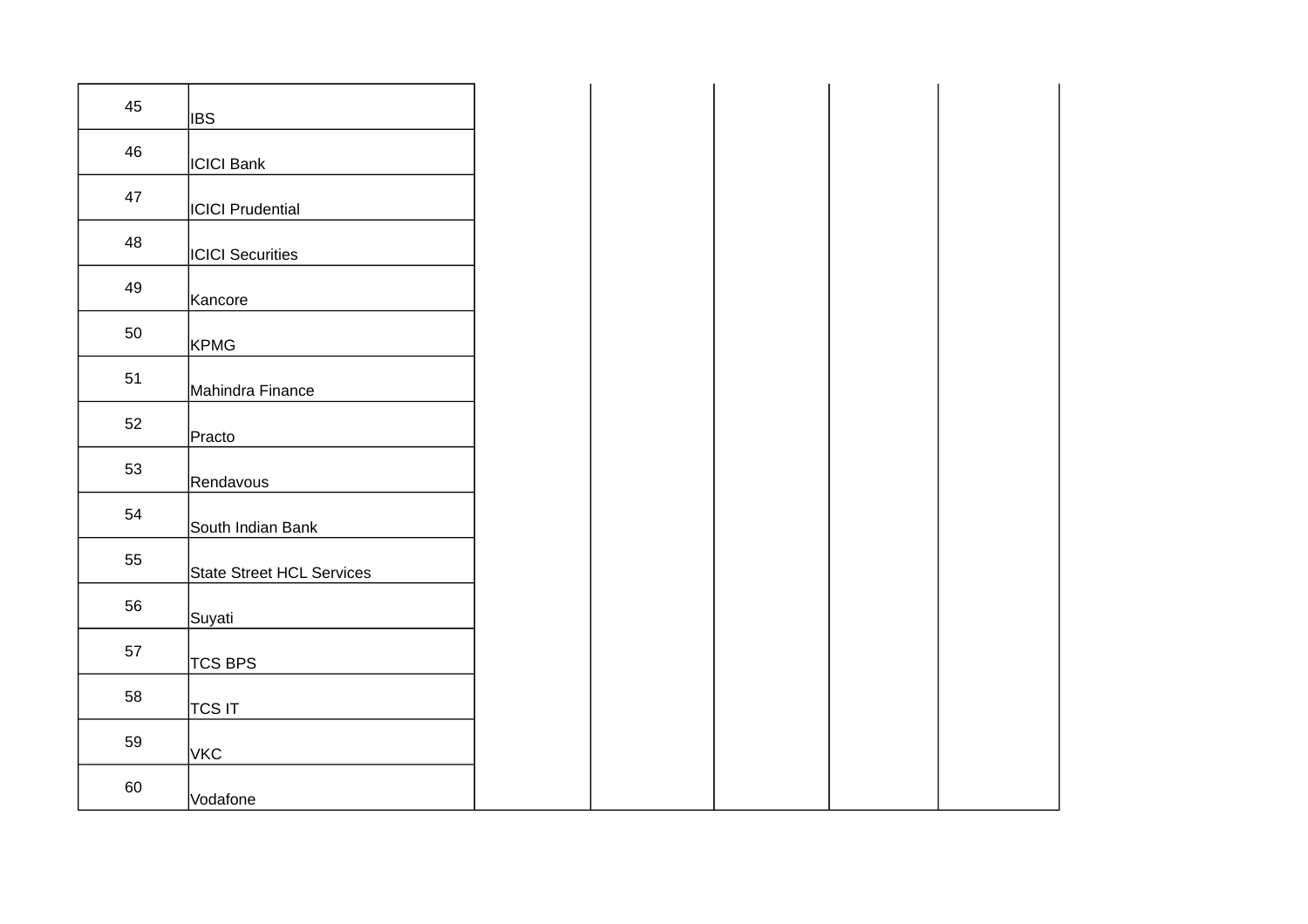| | | | | | | |
|---|---|---|---|---|---|---|
| 45 | IBS | | | | | |
| 46 | ICICI Bank | | | | | |
| 47 | ICICI Prudential | | | | | |
| 48 | ICICI Securities | | | | | |
| 49 | Kancore | | | | | |
| 50 | KPMG | | | | | |
| 51 | Mahindra Finance | | | | | |
| 52 | Practo | | | | | |
| 53 | Rendavous | | | | | |
| 54 | South Indian Bank | | | | | |
| 55 | State Street HCL Services | | | | | |
| 56 | Suyati | | | | | |
| 57 | TCS BPS | | | | | |
| 58 | TCS IT | | | | | |
| 59 | VKC | | | | | |
| 60 | Vodafone | | | | | |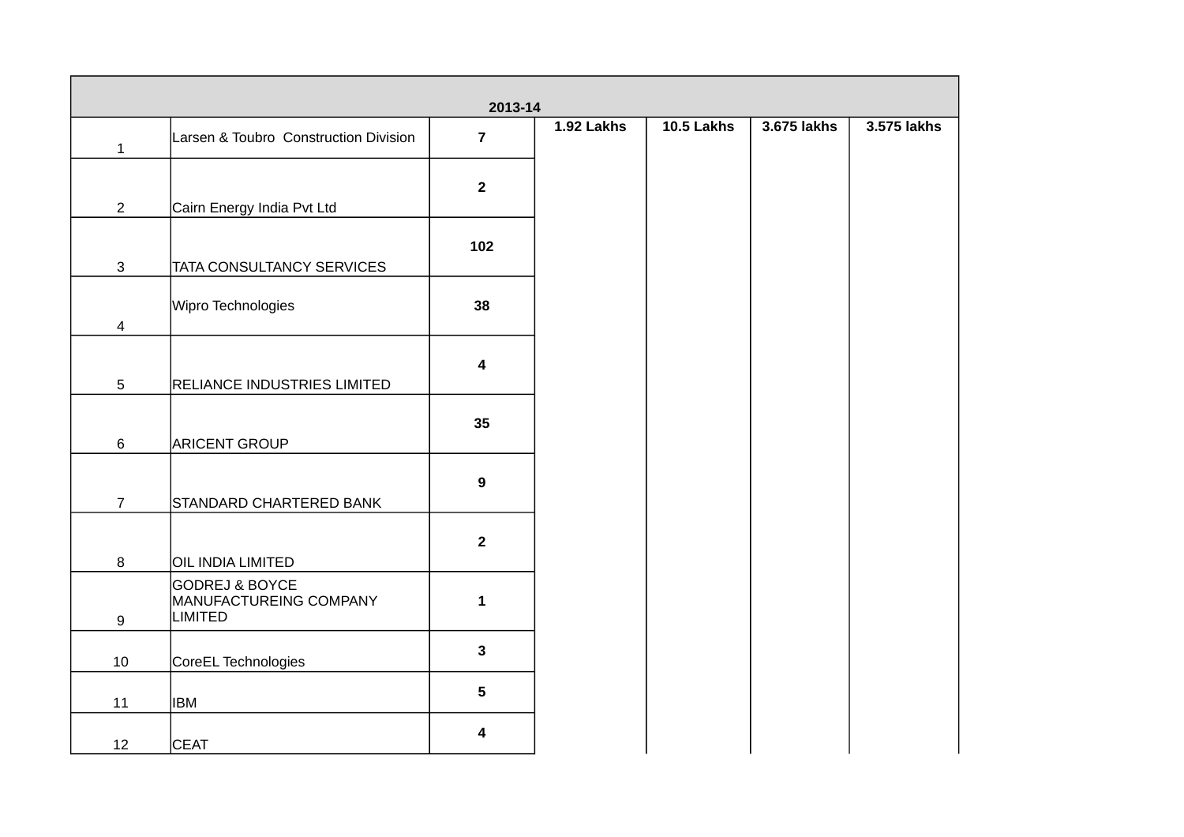| 2013-14 | | | | | | |
|---|---|---|---|---|---|---|
| 1 | Larsen & Toubro Construction Division | **7** | **1.92 Lakhs** | **10.5 Lakhs** | **3.675 lakhs** | **3.575 lakhs** |
| 2 | Cairn Energy India Pvt Ltd | **2** | | | | |
| 3 | TATA CONSULTANCY SERVICES | **102** | | | | |
| 4 | Wipro Technologies | **38** | | | | |
| 5 | RELIANCE INDUSTRIES LIMITED | **4** | | | | |
| 6 | ARICENT GROUP | **35** | | | | |
| 7 | STANDARD CHARTERED BANK | **9** | | | | |
| 8 | OIL INDIA LIMITED | **2** | | | | |
| 9 | GODREJ & BOYCE MANUFACTUREING COMPANY LIMITED | **1** | | | | |
| 10 | CoreEL Technologies | **3** | | | | |
| 11 | IBM | **5** | | | | |
| 12 | CEAT | **4** | | | | |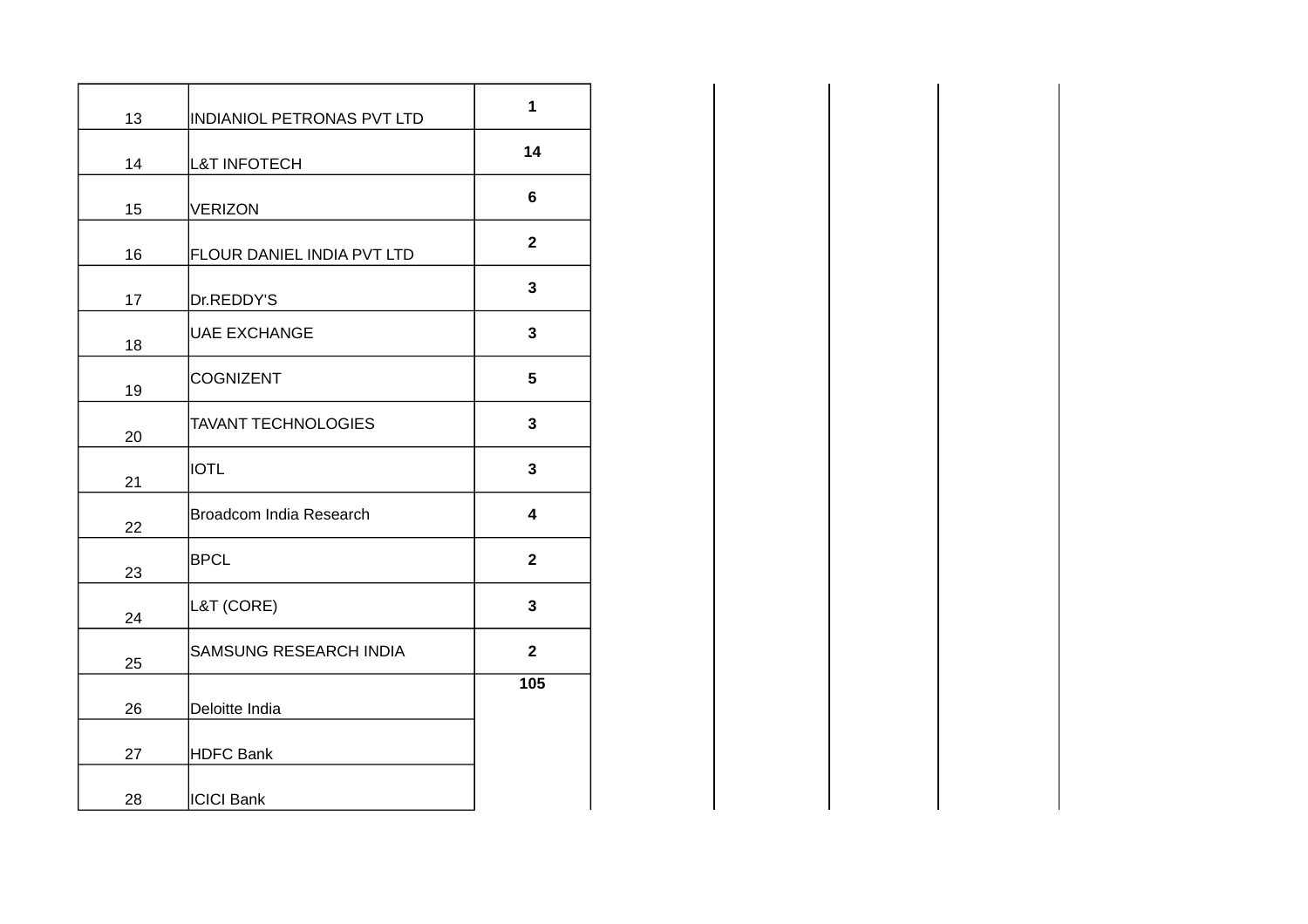| | | |
|---|---|---|
| 13 | INDIANIOL PETRONAS PVT LTD | **1** |
| 14 | L&T INFOTECH | **14** |
| 15 | VERIZON | **6** |
| 16 | FLOUR DANIEL INDIA PVT LTD | **2** |
| 17 | Dr.REDDY'S | **3** |
| 18 | UAE EXCHANGE | **3** |
| 19 | COGNIZENT | **5** |
| 20 | TAVANT TECHNOLOGIES | **3** |
| 21 | IOTL | **3** |
| 22 | Broadcom India Research | **4** |
| 23 | BPCL | **2** |
| 24 | L&T (CORE) | **3** |
| 25 | SAMSUNG RESEARCH INDIA | **2** |
| 26 | Deloitte India | **105** |
| 27 | HDFC Bank | |
| 28 | ICICI Bank | |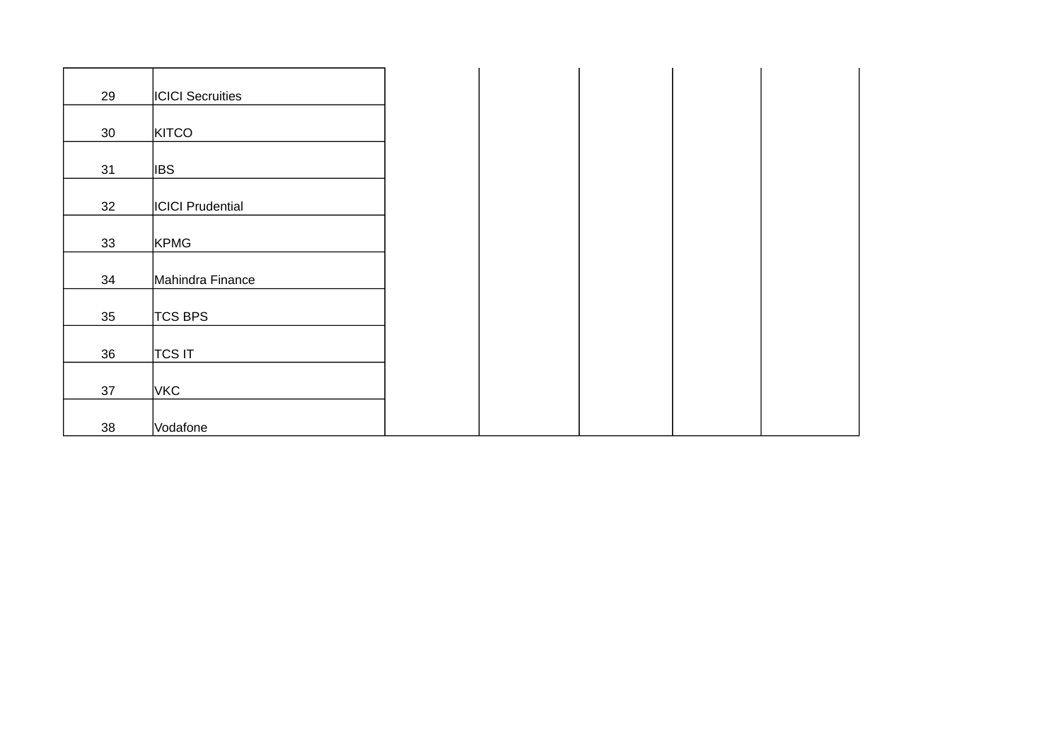| | | | | | | |
|---|---|---|---|---|---|---|
| 29 | ICICI Secruities | | | | | |
| 30 | KITCO | | | | | |
| 31 | IBS | | | | | |
| 32 | ICICI Prudential | | | | | |
| 33 | KPMG | | | | | |
| 34 | Mahindra Finance | | | | | |
| 35 | TCS BPS | | | | | |
| 36 | TCS IT | | | | | |
| 37 | VKC | | | | | |
| 38 | Vodafone | | | | | |